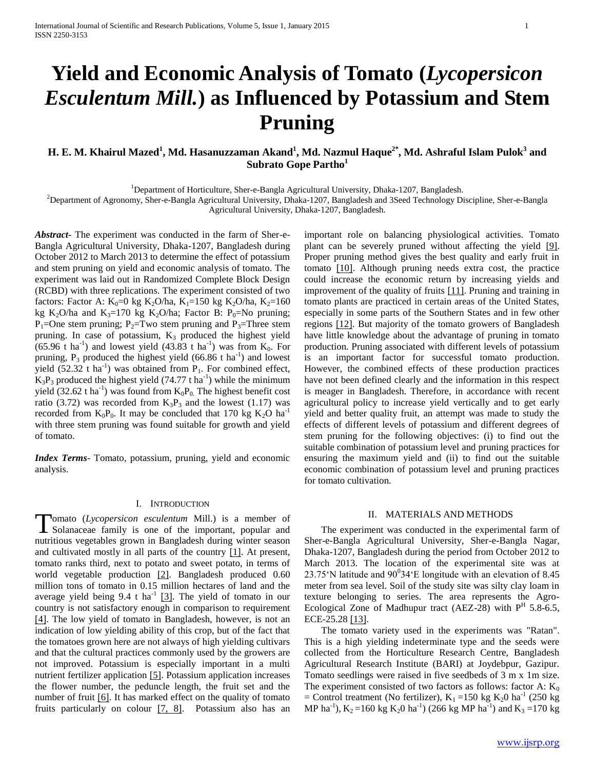# Yield and Economic Analysis of Tomato (*Lycopersicon Esculentum Mill.*) as Influenced by Potassium and Stem Pruning

**H. E. M. Khairul Mazed[1], Md. Hasanuzzaman Akand[1], Md. Nazmul Haque[2*], Md. Ashraful Islam Pulok[3] and Subrato Gope Partho[1]**

[1]Department of Horticulture, Sher-e-Bangla Agricultural University, Dhaka-1207, Bangladesh.
[2]Department of Agronomy, Sher-e-Bangla Agricultural University, Dhaka-1207, Bangladesh and 3Seed Technology Discipline, Sher-e-Bangla Agricultural University, Dhaka-1207, Bangladesh.

***Abstract***- The experiment was conducted in the farm of Sher-e-Bangla Agricultural University, Dhaka-1207, Bangladesh during October 2012 to March 2013 to determine the effect of potassium and stem pruning on yield and economic analysis of tomato. The experiment was laid out in Randomized Complete Block Design (RCBD) with three replications. The experiment consisted of two factors: Factor A: $K_0$=0 kg $K_2O$/ha, $K_1$=150 kg $K_2O$/ha, $K_2$=160 kg $K_2O$/ha and $K_3$=170 kg $K_2O$/ha; Factor B: $P_0$=No pruning; $P_1$=One stem pruning; $P_2$=Two stem pruning and $P_3$=Three stem pruning. In case of potassium, $K_3$ produced the highest yield (65.96 t $ha^{-1}$) and lowest yield (43.83 t $ha^{-1}$) was from $K_0$. For pruning, $P_3$ produced the highest yield (66.86 t $ha^{-1}$) and lowest yield (52.32 t $ha^{-1}$) was obtained from $P_1$. For combined effect, $K_3P_3$ produced the highest yield (74.77 t $ha^{-1}$) while the minimum yield (32.62 t $ha^{-1}$) was found from $K_0P_0$. The highest benefit cost ratio (3.72) was recorded from $K_3P_3$ and the lowest (1.17) was recorded from $K_0P_0$. It may be concluded that 170 kg $K_2O$ $ha^{-1}$ with three stem pruning was found suitable for growth and yield of tomato.

***Index Terms***- Tomato, potassium, pruning, yield and economic analysis.

## I. Introduction

Tomato (*Lycopersicon esculentum* Mill.) is a member of Solanaceae family is one of the important, popular and nutritious vegetables grown in Bangladesh during winter season and cultivated mostly in all parts of the country [1]. At present, tomato ranks third, next to potato and sweet potato, in terms of world vegetable production [2]. Bangladesh produced 0.60 million tons of tomato in 0.15 million hectares of land and the average yield being 9.4 t $ha^{-1}$ [3]. The yield of tomato in our country is not satisfactory enough in comparison to requirement [4]. The low yield of tomato in Bangladesh, however, is not an indication of low yielding ability of this crop, but of the fact that the tomatoes grown here are not always of high yielding cultivars and that the cultural practices commonly used by the growers are not improved. Potassium is especially important in a multi nutrient fertilizer application [5]. Potassium application increases the flower number, the peduncle length, the fruit set and the number of fruit [6]. It has marked effect on the quality of tomato fruits particularly on colour [7, 8]. Potassium also has an important role on balancing physiological activities. Tomato plant can be severely pruned without affecting the yield [9]. Proper pruning method gives the best quality and early fruit in tomato [10]. Although pruning needs extra cost, the practice could increase the economic return by increasing yields and improvement of the quality of fruits [11]. Pruning and training in tomato plants are practiced in certain areas of the United States, especially in some parts of the Southern States and in few other regions [12]. But majority of the tomato growers of Bangladesh have little knowledge about the advantage of pruning in tomato production. Pruning associated with different levels of potassium is an important factor for successful tomato production. However, the combined effects of these production practices have not been defined clearly and the information in this respect is meager in Bangladesh. Therefore, in accordance with recent agricultural policy to increase yield vertically and to get early yield and better quality fruit, an attempt was made to study the effects of different levels of potassium and different degrees of stem pruning for the following objectives: (i) to find out the suitable combination of potassium level and pruning practices for ensuring the maximum yield and (ii) to find out the suitable economic combination of potassium level and pruning practices for tomato cultivation.

## II. Materials and Methods

The experiment was conducted in the experimental farm of Sher-e-Bangla Agricultural University, Sher-e-Bangla Nagar, Dhaka-1207, Bangladesh during the period from October 2012 to March 2013. The location of the experimental site was at 23.75'N latitude and $90^0$34'E longitude with an elevation of 8.45 meter from sea level. Soil of the study site was silty clay loam in texture belonging to series. The area represents the Agro-Ecological Zone of Madhupur tract (AEZ-28) with $P^H$ 5.8-6.5, ECE-25.28 [13].

The tomato variety used in the experiments was "Ratan". This is a high yielding indeterminate type and the seeds were collected from the Horticulture Research Centre, Bangladesh Agricultural Research Institute (BARI) at Joydebpur, Gazipur. Tomato seedlings were raised in five seedbeds of 3 m x 1m size. The experiment consisted of two factors as follows: factor A: $K_0$ = Control treatment (No fertilizer), $K_1$ =150 kg $K_20$ $ha^{-1}$ (250 kg MP $ha^{-1}$), $K_2$ =160 kg $K_20$ $ha^{-1}$) (266 kg MP $ha^{-1}$) and $K_3$ =170 kg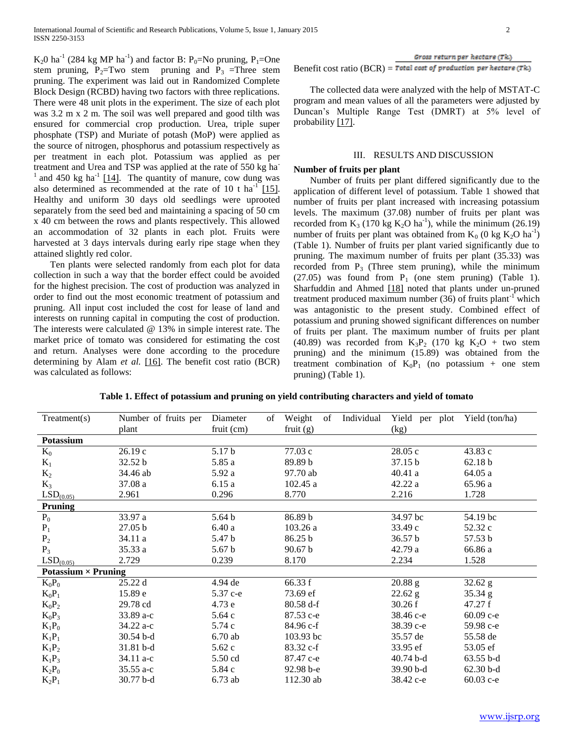$K_2O$ $ha^{-1}$ (284 kg MP $ha^{-1}$) and factor B: $P_0$=No pruning, $P_1$=One stem pruning, $P_2$=Two stem pruning and $P_3$ =Three stem pruning. The experiment was laid out in Randomized Complete Block Design (RCBD) having two factors with three replications. There were 48 unit plots in the experiment. The size of each plot was 3.2 m x 2 m. The soil was well prepared and good tilth was ensured for commercial crop production. Urea, triple super phosphate (TSP) and Muriate of potash (MoP) were applied as the source of nitrogen, phosphorus and potassium respectively as per treatment in each plot. Potassium was applied as per treatment and Urea and TSP was applied at the rate of 550 kg $ha^{-1}$ and 450 kg $ha^{-1}$ [14]. The quantity of manure, cow dung was also determined as recommended at the rate of 10 t $ha^{-1}$ [15]. Healthy and uniform 30 days old seedlings were uprooted separately from the seed bed and maintaining a spacing of 50 cm x 40 cm between the rows and plants respectively. This allowed an accommodation of 32 plants in each plot. Fruits were harvested at 3 days intervals during early ripe stage when they attained slightly red color.

Ten plants were selected randomly from each plot for data collection in such a way that the border effect could be avoided for the highest precision. The cost of production was analyzed in order to find out the most economic treatment of potassium and pruning. All input cost included the cost for lease of land and interests on running capital in computing the cost of production. The interests were calculated @ 13% in simple interest rate. The market price of tomato was considered for estimating the cost and return. Analyses were done according to the procedure determining by Alam *et al.* [16]. The benefit cost ratio (BCR) was calculated as follows:

$$\text{Benefit cost ratio (BCR)} = \frac{\text{Gross return per hectare (Tk.)}}{\text{Total cost of production per hectare (Tk.)}}$$

The collected data were analyzed with the help of MSTAT-C program and mean values of all the parameters were adjusted by Duncan's Multiple Range Test (DMRT) at 5% level of probability [17].

## III. RESULTS AND DISCUSSION

### Number of fruits per plant

Number of fruits per plant differed significantly due to the application of different level of potassium. Table 1 showed that number of fruits per plant increased with increasing potassium levels. The maximum (37.08) number of fruits per plant was recorded from $K_3$ (170 kg $K_2O$ $ha^{-1}$), while the minimum (26.19) number of fruits per plant was obtained from $K_0$ (0 kg $K_2O$ $ha^{-1}$) (Table 1). Number of fruits per plant varied significantly due to pruning. The maximum number of fruits per plant (35.33) was recorded from $P_3$ (Three stem pruning), while the minimum (27.05) was found from $P_1$ (one stem pruning) (Table 1). Sharfuddin and Ahmed [18] noted that plants under un-pruned treatment produced maximum number (36) of fruits $plant^{-1}$ which was antagonistic to the present study. Combined effect of potassium and pruning showed significant differences on number of fruits per plant. The maximum number of fruits per plant (40.89) was recorded from $K_3P_2$ (170 kg $K_2O$ + two stem pruning) and the minimum (15.89) was obtained from the treatment combination of $K_0P_1$ (no potassium + one stem pruning) (Table 1).

**Table 1. Effect of potassium and pruning on yield contributing characters and yield of tomato**

| Treatment(s) | Number of fruits per plant | Diameter of fruit (cm) | Weight of Individual fruit (g) | Yield per plot (kg) | Yield (ton/ha) |
|---|---|---|---|---|---|
| **Potassium** | | | | | |
| $K_0$ | 26.19 c | 5.17 b | 77.03 c | 28.05 c | 43.83 c |
| $K_1$ | 32.52 b | 5.85 a | 89.89 b | 37.15 b | 62.18 b |
| $K_2$ | 34.46 ab | 5.92 a | 97.70 ab | 40.41 a | 64.05 a |
| $K_3$ | 37.08 a | 6.15 a | 102.45 a | 42.22 a | 65.96 a |
| $LSD_{(0.05)}$ | 2.961 | 0.296 | 8.770 | 2.216 | 1.728 |
| **Pruning** | | | | | |
| $P_0$ | 33.97 a | 5.64 b | 86.89 b | 34.97 bc | 54.19 bc |
| $P_1$ | 27.05 b | 6.40 a | 103.26 a | 33.49 c | 52.32 c |
| $P_2$ | 34.11 a | 5.47 b | 86.25 b | 36.57 b | 57.53 b |
| $P_3$ | 35.33 a | 5.67 b | 90.67 b | 42.79 a | 66.86 a |
| $LSD_{(0.05)}$ | 2.729 | 0.239 | 8.170 | 2.234 | 1.528 |
| **Potassium × Pruning** | | | | | |
| $K_0P_0$ | 25.22 d | 4.94 de | 66.33 f | 20.88 g | 32.62 g |
| $K_0P_1$ | 15.89 e | 5.37 c-e | 73.69 ef | 22.62 g | 35.34 g |
| $K_0P_2$ | 29.78 cd | 4.73 e | 80.58 d-f | 30.26 f | 47.27 f |
| $K_0P_3$ | 33.89 a-c | 5.64 c | 87.53 c-e | 38.46 c-e | 60.09 c-e |
| $K_1P_0$ | 34.22 a-c | 5.74 c | 84.96 c-f | 38.39 c-e | 59.98 c-e |
| $K_1P_1$ | 30.54 b-d | 6.70 ab | 103.93 bc | 35.57 de | 55.58 de |
| $K_1P_2$ | 31.81 b-d | 5.62 c | 83.32 c-f | 33.95 ef | 53.05 ef |
| $K_1P_3$ | 34.11 a-c | 5.50 cd | 87.47 c-e | 40.74 b-d | 63.55 b-d |
| $K_2P_0$ | 35.55 a-c | 5.84 c | 92.98 b-e | 39.90 b-d | 62.30 b-d |
| $K_2P_1$ | 30.77 b-d | 6.73 ab | 112.30 ab | 38.42 c-e | 60.03 c-e |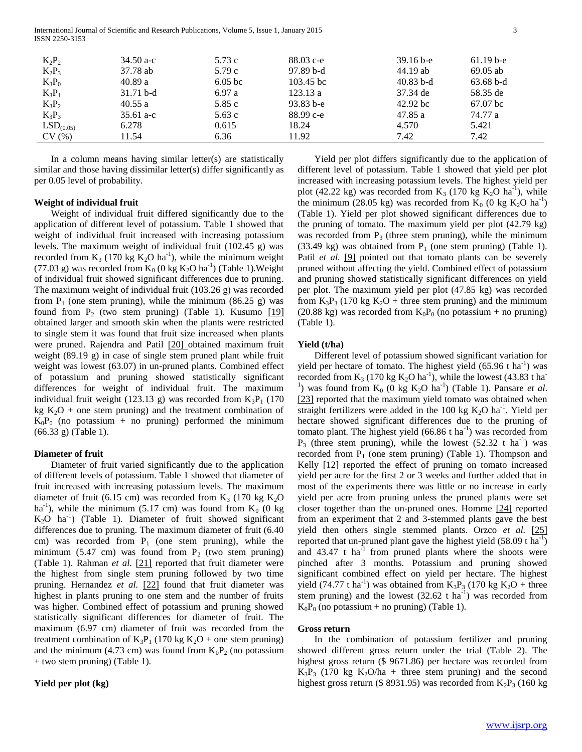| | | | | | |
|---|---|---|---|---|---|
| $K_2P_2$ | 34.50 a-c | 5.73 c | 88.03 c-e | 39.16 b-e | 61.19 b-e |
| $K_2P_3$ | 37.78 ab | 5.79 c | 97.89 b-d | 44.19 ab | 69.05 ab |
| $K_3P_0$ | 40.89 a | 6.05 bc | 103.45 bc | 40.83 b-d | 63.68 b-d |
| $K_3P_1$ | 31.71 b-d | 6.97 a | 123.13 a | 37.34 de | 58.35 de |
| $K_3P_2$ | 40.55 a | 5.85 c | 93.83 b-e | 42.92 bc | 67.07 bc |
| $K_3P_3$ | 35.61 a-c | 5.63 c | 88.99 c-e | 47.85 a | 74.77 a |
| $LSD_{(0.05)}$ | 6.278 | 0.615 | 18.24 | 4.570 | 5.421 |
| CV (%) | 11.54 | 6.36 | 11.92 | 7.42 | 7.42 |

In a column means having similar letter(s) are statistically similar and those having dissimilar letter(s) differ significantly as per 0.05 level of probability.

**Weight of individual fruit**

Weight of individual fruit differed significantly due to the application of different level of potassium. Table 1 showed that weight of individual fruit increased with increasing potassium levels. The maximum weight of individual fruit (102.45 g) was recorded from $K_3$ (170 kg $K_2O$ $ha^{-1}$), while the minimum weight (77.03 g) was recorded from $K_0$ (0 kg $K_2O$ $ha^{-1}$) (Table 1).Weight of individual fruit showed significant differences due to pruning. The maximum weight of individual fruit (103.26 g) was recorded from $P_1$ (one stem pruning), while the minimum (86.25 g) was found from $P_2$ (two stem pruning) (Table 1). Kusumo [19] obtained larger and smooth skin when the plants were restricted to single stem it was found that fruit size increased when plants were pruned. Rajendra and Patil [20] obtained maximum fruit weight (89.19 g) in case of single stem pruned plant while fruit weight was lowest (63.07) in un-pruned plants. Combined effect of potassium and pruning showed statistically significant differences for weight of individual fruit. The maximum individual fruit weight (123.13 g) was recorded from $K_3P_1$ (170 kg $K_2O$ + one stem pruning) and the treatment combination of $K_0P_0$ (no potassium + no pruning) performed the minimum (66.33 g) (Table 1).

**Diameter of fruit**

Diameter of fruit varied significantly due to the application of different levels of potassium. Table 1 showed that diameter of fruit increased with increasing potassium levels. The maximum diameter of fruit (6.15 cm) was recorded from $K_3$ (170 kg $K_2O$ $ha^{-1}$), while the minimum (5.17 cm) was found from $K_0$ (0 kg $K_2O$ $ha^{-1}$) (Table 1). Diameter of fruit showed significant differences due to pruning. The maximum diameter of fruit (6.40 cm) was recorded from $P_1$ (one stem pruning), while the minimum (5.47 cm) was found from $P_2$ (two stem pruning) (Table 1). Rahman *et al.* [21] reported that fruit diameter were the highest from single stem pruning followed by two time pruning. Hernandez *et al.* [22] found that fruit diameter was highest in plants pruning to one stem and the number of fruits was higher. Combined effect of potassium and pruning showed statistically significant differences for diameter of fruit. The maximum (6.97 cm) diameter of fruit was recorded from the treatment combination of $K_3P_1$ (170 kg $K_2O$ + one stem pruning) and the minimum (4.73 cm) was found from $K_0P_2$ (no potassium + two stem pruning) (Table 1).

**Yield per plot (kg)**

Yield per plot differs significantly due to the application of different level of potassium. Table 1 showed that yield per plot increased with increasing potassium levels. The highest yield per plot (42.22 kg) was recorded from $K_3$ (170 kg $K_2O$ $ha^{-1}$), while the minimum (28.05 kg) was recorded from $K_0$ (0 kg $K_2O$ $ha^{-1}$) (Table 1). Yield per plot showed significant differences due to the pruning of tomato. The maximum yield per plot (42.79 kg) was recorded from $P_3$ (three stem pruning), while the minimum (33.49 kg) was obtained from $P_1$ (one stem pruning) (Table 1). Patil *et al.* [9] pointed out that tomato plants can be severely pruned without affecting the yield. Combined effect of potassium and pruning showed statistically significant differences on yield per plot. The maximum yield per plot (47.85 kg) was recorded from $K_3P_3$ (170 kg $K_2O$ + three stem pruning) and the minimum (20.88 kg) was recorded from $K_0P_0$ (no potassium + no pruning) (Table 1).

**Yield (t/ha)**

Different level of potassium showed significant variation for yield per hectare of tomato. The highest yield (65.96 t $ha^{-1}$) was recorded from $K_3$ (170 kg $K_2O$ $ha^{-1}$), while the lowest (43.83 t $ha^{-1}$) was found from $K_0$ (0 kg $K_2O$ $ha^{-1}$) (Table 1). Pansare *et al.* [23] reported that the maximum yield tomato was obtained when straight fertilizers were added in the 100 kg $K_2O$ $ha^{-1}$. Yield per hectare showed significant differences due to the pruning of tomato plant. The highest yield (66.86 t $ha^{-1}$) was recorded from $P_3$ (three stem pruning), while the lowest (52.32 t $ha^{-1}$) was recorded from $P_1$ (one stem pruning) (Table 1). Thompson and Kelly [12] reported the effect of pruning on tomato increased yield per acre for the first 2 or 3 weeks and further added that in most of the experiments there was little or no increase in early yield per acre from pruning unless the pruned plants were set closer together than the un-pruned ones. Homme [24] reported from an experiment that 2 and 3-stemmed plants gave the best yield then others single stemmed plants. Orzco *et al.* [25] reported that un-pruned plant gave the highest yield (58.09 t $ha^{-1}$) and 43.47 t $ha^{-1}$ from pruned plants where the shoots were pinched after 3 months. Potassium and pruning showed significant combined effect on yield per hectare. The highest yield (74.77 t $ha^{-1}$) was obtained from $K_3P_3$ (170 kg $K_2O$ + three stem pruning) and the lowest (32.62 t $ha^{-1}$) was recorded from $K_0P_0$ (no potassium + no pruning) (Table 1).

**Gross return**

In the combination of potassium fertilizer and pruning showed different gross return under the trial (Table 2). The highest gross return ($ 9671.86) per hectare was recorded from $K_3P_3$ (170 kg $K_2O$/ha + three stem pruning) and the second highest gross return ($ 8931.95) was recorded from $K_2P_3$ (160 kg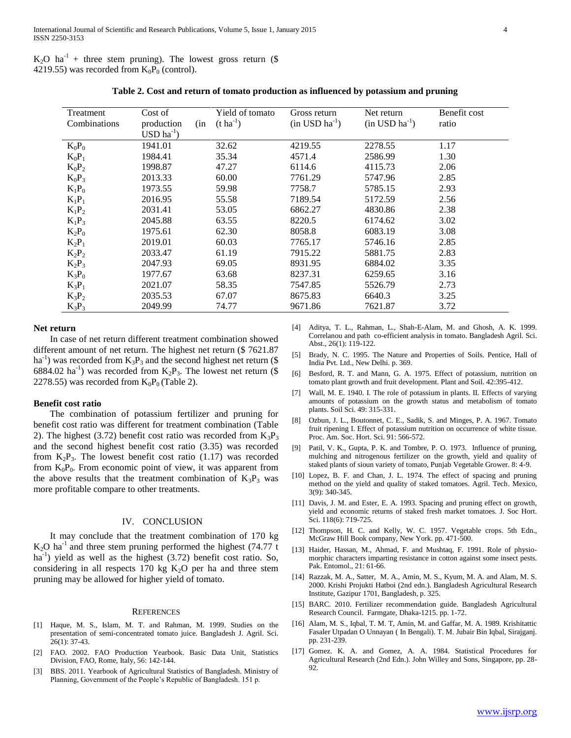$K_2O$ $ha^{-1}$ + three stem pruning). The lowest gross return ($ 4219.55) was recorded from $K_0P_0$ (control).

**Table 2. Cost and return of tomato production as influenced by potassium and pruning**

| Treatment Combinations | Cost of production (in USD $ha^{-1}$) | Yield of tomato (t $ha^{-1}$) | Gross return (in USD $ha^{-1}$) | Net return (in USD $ha^{-1}$) | Benefit cost ratio |
|---|---|---|---|---|---|
| $K_0P_0$ | 1941.01 | 32.62 | 4219.55 | 2278.55 | 1.17 |
| $K_0P_1$ | 1984.41 | 35.34 | 4571.4 | 2586.99 | 1.30 |
| $K_0P_2$ | 1998.87 | 47.27 | 6114.6 | 4115.73 | 2.06 |
| $K_0P_3$ | 2013.33 | 60.00 | 7761.29 | 5747.96 | 2.85 |
| $K_1P_0$ | 1973.55 | 59.98 | 7758.7 | 5785.15 | 2.93 |
| $K_1P_1$ | 2016.95 | 55.58 | 7189.54 | 5172.59 | 2.56 |
| $K_1P_2$ | 2031.41 | 53.05 | 6862.27 | 4830.86 | 2.38 |
| $K_1P_3$ | 2045.88 | 63.55 | 8220.5 | 6174.62 | 3.02 |
| $K_2P_0$ | 1975.61 | 62.30 | 8058.8 | 6083.19 | 3.08 |
| $K_2P_1$ | 2019.01 | 60.03 | 7765.17 | 5746.16 | 2.85 |
| $K_2P_2$ | 2033.47 | 61.19 | 7915.22 | 5881.75 | 2.83 |
| $K_2P_3$ | 2047.93 | 69.05 | 8931.95 | 6884.02 | 3.35 |
| $K_3P_0$ | 1977.67 | 63.68 | 8237.31 | 6259.65 | 3.16 |
| $K_3P_1$ | 2021.07 | 58.35 | 7547.85 | 5526.79 | 2.73 |
| $K_3P_2$ | 2035.53 | 67.07 | 8675.83 | 6640.3 | 3.25 |
| $K_3P_3$ | 2049.99 | 74.77 | 9671.86 | 7621.87 | 3.72 |

### Net return

In case of net return different treatment combination showed different amount of net return. The highest net return ($ 7621.87 $ha^{-1}$) was recorded from $K_3P_3$ and the second highest net return ($ 6884.02 $ha^{-1}$) was recorded from $K_2P_3$. The lowest net return ($ 2278.55) was recorded from $K_0P_0$ (Table 2).

### Benefit cost ratio

The combination of potassium fertilizer and pruning for benefit cost ratio was different for treatment combination (Table 2). The highest (3.72) benefit cost ratio was recorded from $K_3P_3$ and the second highest benefit cost ratio (3.35) was recorded from $K_2P_3$. The lowest benefit cost ratio (1.17) was recorded from $K_0P_0$. From economic point of view, it was apparent from the above results that the treatment combination of $K_3P_3$ was more profitable compare to other treatments.

## IV. CONCLUSION

It may conclude that the treatment combination of 170 kg $K_2O$ $ha^{-1}$ and three stem pruning performed the highest (74.77 t $ha^{-1}$) yield as well as the highest (3.72) benefit cost ratio. So, considering in all respects 170 kg $K_2O$ per ha and three stem pruning may be allowed for higher yield of tomato.

## REFERENCES

[1] Haque, M. S., Islam, M. T. and Rahman, M. 1999. Studies on the presentation of semi-concentrated tomato juice. Bangladesh J. Agril. Sci. 26(1): 37-43.

[2] FAO. 2002. FAO Production Yearbook. Basic Data Unit, Statistics Division, FAO, Rome, Italy, 56: 142-144.

[3] BBS. 2011. Yearbook of Agricultural Statistics of Bangladesh. Ministry of Planning, Government of the People's Republic of Bangladesh. 151 p.

[4] Aditya, T. L., Rahman, L., Shah-E-Alam, M. and Ghosh, A. K. 1999. Correlanou and path co-efficient analysis in tomato. Bangladesh Agril. Sci. Abst., 26(1): 119-122.

[5] Brady, N. C. 1995. The Nature and Properties of Soils. Pentice, Hall of India Pvt. Ltd., New Delhi. p. 369.

[6] Besford, R. T. and Mann, G. A. 1975. Effect of potassium, nutrition on tomato plant growth and fruit development. Plant and Soil. 42:395-412.

[7] Wall, M. E. 1940. I. The role of potassium in plants. II. Effects of varying amounts of potassium on the growth status and metabolism of tomato plants. Soil Sci. 49: 315-331.

[8] Ozbun, J. L., Boutonnet, C. E., Sadik, S. and Minges, P. A. 1967. Tomato fruit ripening I. Effect of potassium nutrition on occurrence of white tissue. Proc. Am. Soc. Hort. Sci. 91: 566-572.

[9] Patil, V. K., Gupta, P. K. and Tombre, P. O. 1973. Influence of pruning, mulching and nitrogenous fertilizer on the growth, yield and quality of staked plants of sioun variety of tomato, Punjab Vegetable Grower. 8: 4-9.

[10] Lopez, B. F. and Chan, J. L. 1974. The effect of spacing and pruning method on the yield and quality of staked tomatoes. Agril. Tech. Mexico, 3(9): 340-345.

[11] Davis, J. M. and Ester, E. A. 1993. Spacing and pruning effect on growth, yield and economic returns of staked fresh market tomatoes. J. Soc Hort. Sci. 118(6): 719-725.

[12] Thompson, H. C. and Kelly, W. C. 1957. Vegetable crops. 5th Edn., McGraw Hill Book company, New York. pp. 471-500.

[13] Haider, Hassan, M., Ahmad, F. and Mushtaq, F. 1991. Role of physio-morphic characters imparting resistance in cotton against some insect pests. Pak. Entomol., 21: 61-66.

[14] Razzak, M. A., Satter, M. A., Amin, M. S., Kyum, M. A. and Alam, M. S. 2000. Krishi Projukti Hatboi (2nd edn.). Bangladesh Agricultural Research Institute, Gazipur 1701, Bangladesh, p. 325.

[15] BARC. 2010. Fertilizer recommendation guide. Bangladesh Agricultural Research Council. Farmgate, Dhaka-1215. pp. 1-72.

[16] Alam, M. S., Iqbal, T. M. T, Amin, M. and Gaffar, M. A. 1989. Krishitattic Fasaler Utpadan O Unnayan ( In Bengali). T. M. Jubair Bin Iqbal, Sirajganj. pp. 231-239.

[17] Gomez. K. A. and Gomez, A. A. 1984. Statistical Procedures for Agricultural Research (2nd Edn.). John Willey and Sons, Singapore, pp. 28-92.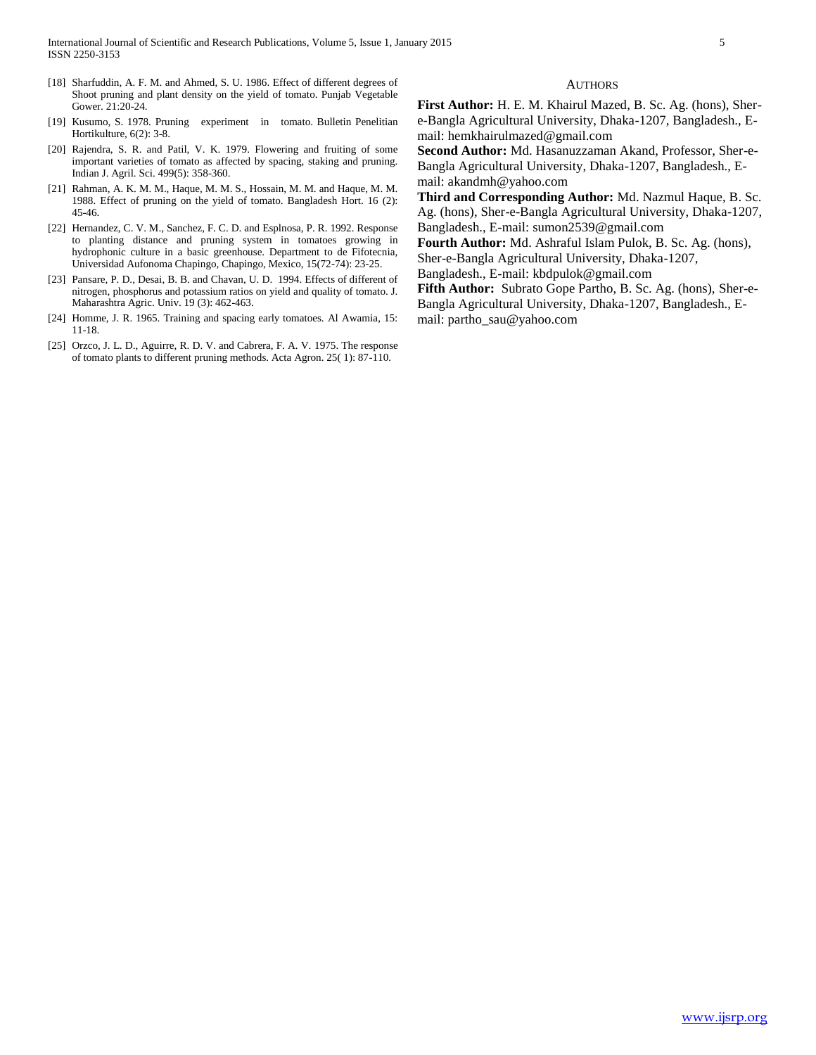[18] Sharfuddin, A. F. M. and Ahmed, S. U. 1986. Effect of different degrees of Shoot pruning and plant density on the yield of tomato. Punjab Vegetable Gower. 21:20-24.

[19] Kusumo, S. 1978. Pruning experiment in tomato. Bulletin Penelitian Hortikulture, 6(2): 3-8.

[20] Rajendra, S. R. and Patil, V. K. 1979. Flowering and fruiting of some important varieties of tomato as affected by spacing, staking and pruning. Indian J. Agril. Sci. 499(5): 358-360.

[21] Rahman, A. K. M. M., Haque, M. M. S., Hossain, M. M. and Haque, M. M. 1988. Effect of pruning on the yield of tomato. Bangladesh Hort. 16 (2): 45-46.

[22] Hernandez, C. V. M., Sanchez, F. C. D. and Esplnosa, P. R. 1992. Response to planting distance and pruning system in tomatoes growing in hydrophonic culture in a basic greenhouse. Department to de Fifotecnia, Universidad Aufonoma Chapingo, Chapingo, Mexico, 15(72-74): 23-25.

[23] Pansare, P. D., Desai, B. B. and Chavan, U. D. 1994. Effects of different of nitrogen, phosphorus and potassium ratios on yield and quality of tomato. J. Maharashtra Agric. Univ. 19 (3): 462-463.

[24] Homme, J. R. 1965. Training and spacing early tomatoes. Al Awamia, 15: 11-18.

[25] Orzco, J. L. D., Aguirre, R. D. V. and Cabrera, F. A. V. 1975. The response of tomato plants to different pruning methods. Acta Agron. 25( 1): 87-110.

## AUTHORS

**First Author:** H. E. M. Khairul Mazed, B. Sc. Ag. (hons), Sher-e-Bangla Agricultural University, Dhaka-1207, Bangladesh., E-mail: hemkhairulmazed@gmail.com

**Second Author:** Md. Hasanuzzaman Akand, Professor, Sher-e-Bangla Agricultural University, Dhaka-1207, Bangladesh., E-mail: akandmh@yahoo.com

**Third and Corresponding Author:** Md. Nazmul Haque, B. Sc. Ag. (hons), Sher-e-Bangla Agricultural University, Dhaka-1207, Bangladesh., E-mail: sumon2539@gmail.com

**Fourth Author:** Md. Ashraful Islam Pulok, B. Sc. Ag. (hons), Sher-e-Bangla Agricultural University, Dhaka-1207, Bangladesh., E-mail: kbdpulok@gmail.com

**Fifth Author:** Subrato Gope Partho, B. Sc. Ag. (hons), Sher-e-Bangla Agricultural University, Dhaka-1207, Bangladesh., E-mail: partho_sau@yahoo.com